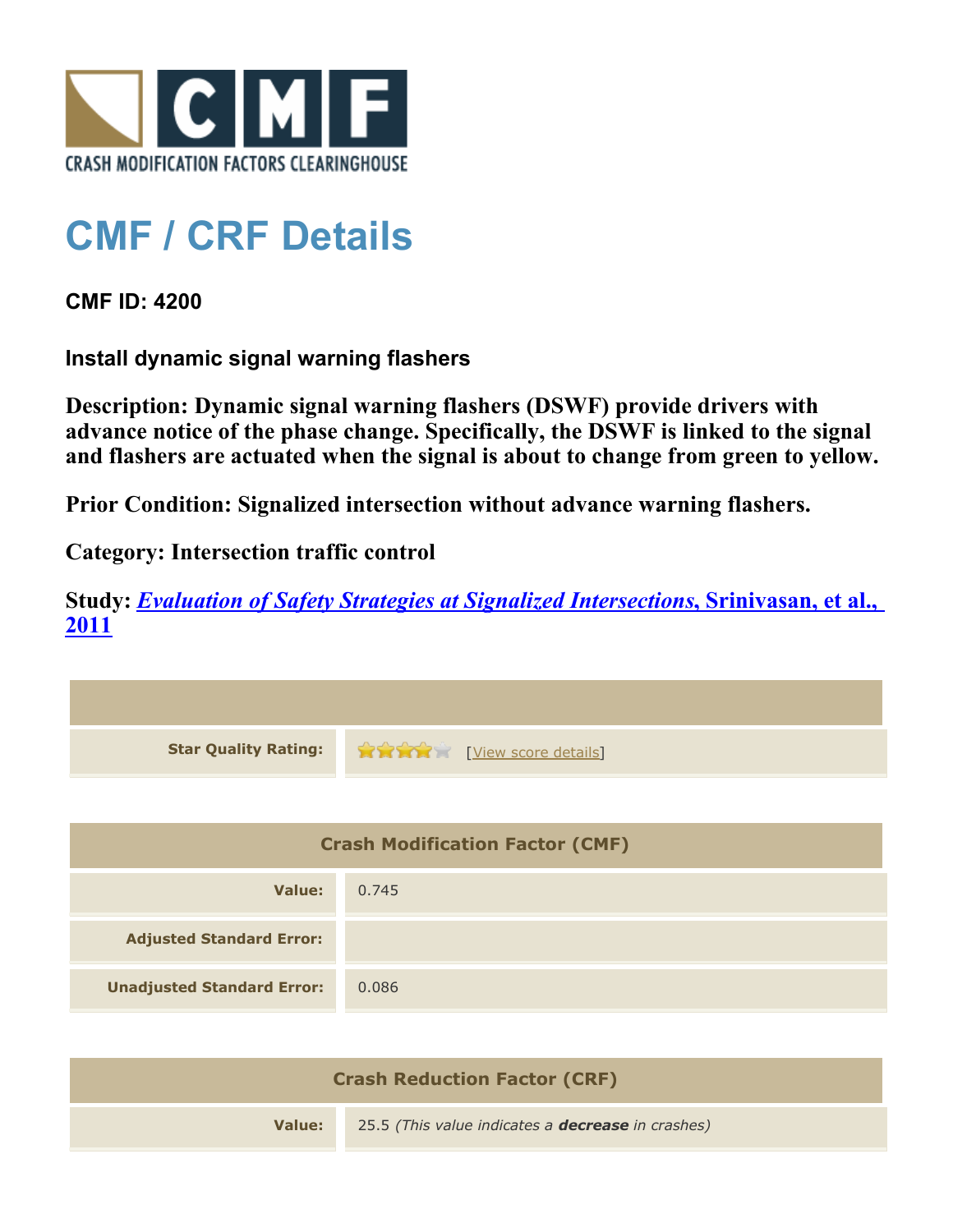CRASH MODIFICATION FACTORS CLEARINGHOUSE

# CMF / CRF Details

## CMF ID: 4200

### Install dynamic signal warning flashers

**Description: Dynamic signal warning flashers (DSWF) provide drivers with advance notice of the phase change. Specifically, the DSWF is linked to the signal and flashers are actuated when the signal is about to change from green to yellow.**

**Prior Condition: Signalized intersection without advance warning flashers.**

**Category: Intersection traffic control**

**Study: *Evaluation of Safety Strategies at Signalized Intersections*, Srinivasan, et al., 2011**

| | |
|---|---|
| **Star Quality Rating:** | 4 of 5 stars [View score details] |

| Crash Modification Factor (CMF) | |
|---|---|
| **Value:** | 0.745 |
| **Adjusted Standard Error:** | |
| **Unadjusted Standard Error:** | 0.086 |

| Crash Reduction Factor (CRF) | |
|---|---|
| **Value:** | 25.5 *(This value indicates a **decrease** in crashes)* |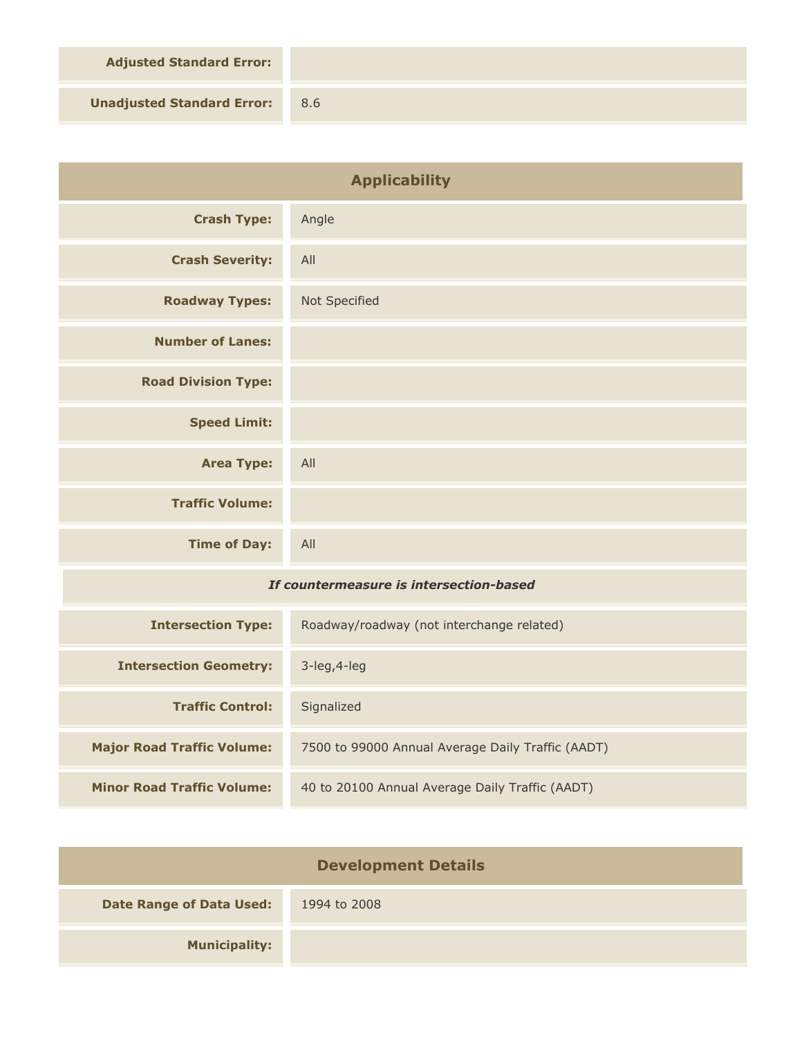| | |
|---|---|
| **Adjusted Standard Error:** | |
| **Unadjusted Standard Error:** | 8.6 |

## Applicability

| | |
|---|---|
| **Crash Type:** | Angle |
| **Crash Severity:** | All |
| **Roadway Types:** | Not Specified |
| **Number of Lanes:** | |
| **Road Division Type:** | |
| **Speed Limit:** | |
| **Area Type:** | All |
| **Traffic Volume:** | |
| **Time of Day:** | All |

***If countermeasure is intersection-based***

| | |
|---|---|
| **Intersection Type:** | Roadway/roadway (not interchange related) |
| **Intersection Geometry:** | 3-leg,4-leg |
| **Traffic Control:** | Signalized |
| **Major Road Traffic Volume:** | 7500 to 99000 Annual Average Daily Traffic (AADT) |
| **Minor Road Traffic Volume:** | 40 to 20100 Annual Average Daily Traffic (AADT) |

## Development Details

| | |
|---|---|
| **Date Range of Data Used:** | 1994 to 2008 |
| **Municipality:** | |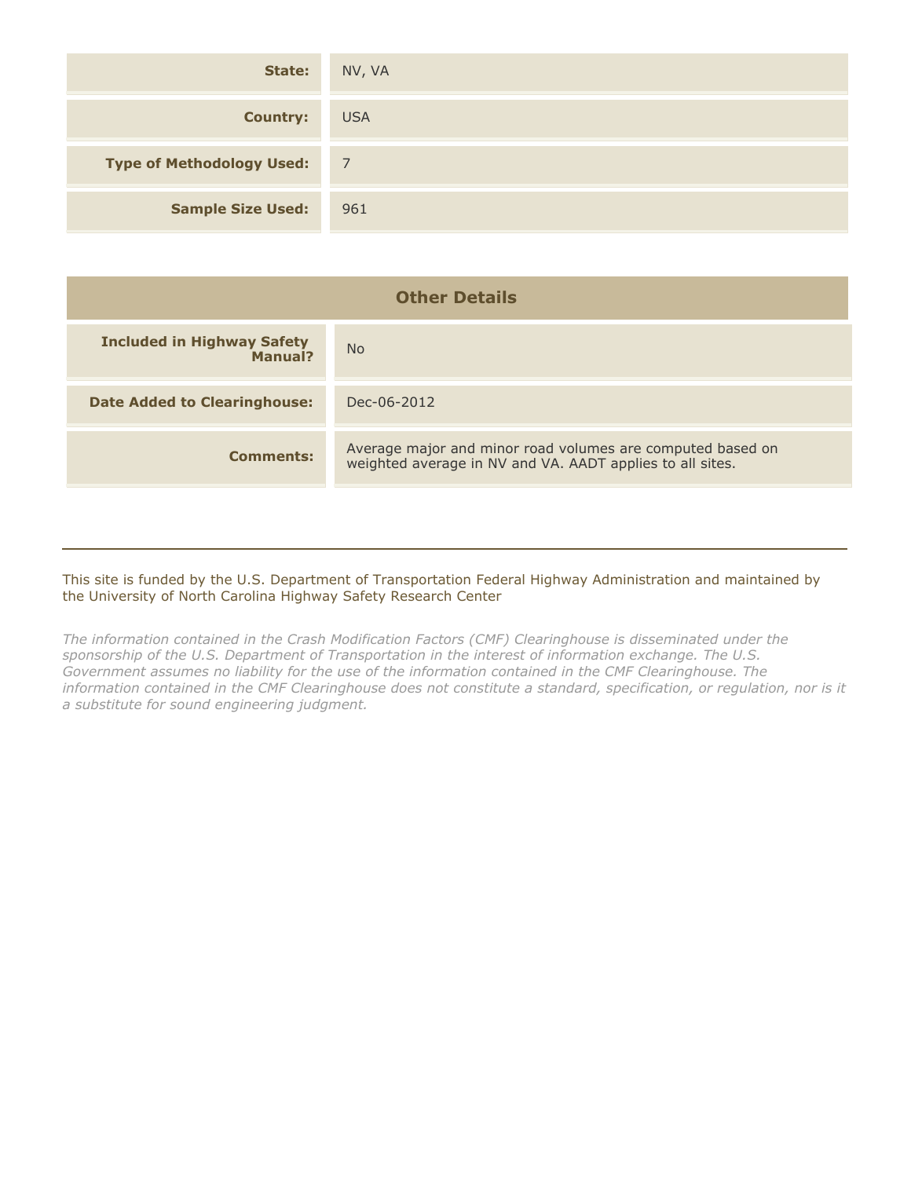| | |
|---|---|
| **State:** | NV, VA |
| **Country:** | USA |
| **Type of Methodology Used:** | 7 |
| **Sample Size Used:** | 961 |

## Other Details

| | |
|---|---|
| **Included in Highway Safety Manual?** | No |
| **Date Added to Clearinghouse:** | Dec-06-2012 |
| **Comments:** | Average major and minor road volumes are computed based on weighted average in NV and VA. AADT applies to all sites. |

---

This site is funded by the U.S. Department of Transportation Federal Highway Administration and maintained by the University of North Carolina Highway Safety Research Center

*The information contained in the Crash Modification Factors (CMF) Clearinghouse is disseminated under the sponsorship of the U.S. Department of Transportation in the interest of information exchange. The U.S. Government assumes no liability for the use of the information contained in the CMF Clearinghouse. The information contained in the CMF Clearinghouse does not constitute a standard, specification, or regulation, nor is it a substitute for sound engineering judgment.*